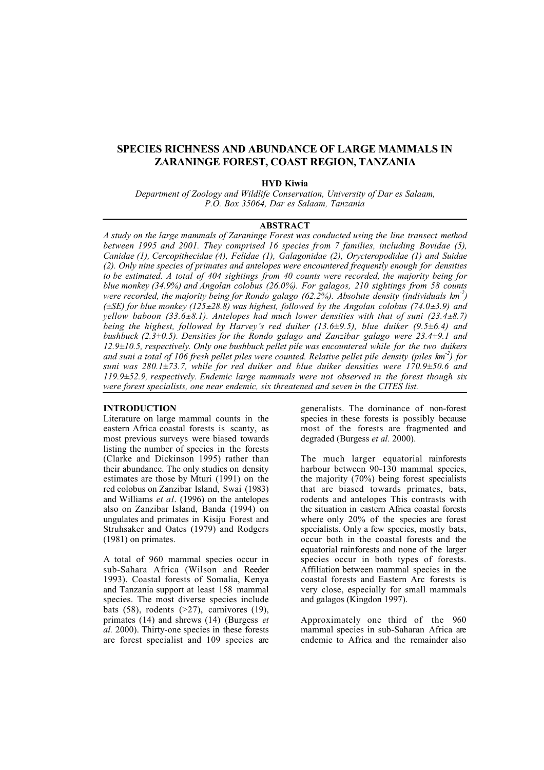# SPECIES RICHNESS AND ABUNDANCE OF LARGE MAMMALS IN ZARANINGE FOREST, COAST REGION, TANZANIA

**HYD Kiwia**

*Department of Zoology and Wildlife Conservation, University of Dar es Salaam, P.O. Box 35064, Dar es Salaam, Tanzania*

## ABSTRACT

*A study on the large mammals of Zaraninge Forest was conducted using the line transect method between 1995 and 2001. They comprised 16 species from 7 families, including Bovidae (5), Canidae (1), Cercopithecidae (4), Felidae (1), Galagonidae (2), Orycteropodidae (1) and Suidae (2). Only nine species of primates and antelopes were encountered frequently enough for densities to be estimated. A total of 404 sightings from 40 counts were recorded, the majority being for blue monkey (34.9%) and Angolan colobus (26.0%). For galagos, 210 sightings from 58 counts were recorded, the majority being for Rondo galago (62.2%). Absolute density (individuals km$^{-2}$) (±SE) for blue monkey (125±28.8) was highest, followed by the Angolan colobus (74.0±3.9) and yellow baboon (33.6±8.1). Antelopes had much lower densities with that of suni (23.4±8.7) being the highest, followed by Harvey's red duiker (13.6±9.5), blue duiker (9.5±6.4) and bushbuck (2.3±0.5). Densities for the Rondo galago and Zanzibar galago were 23.4±9.1 and 12.9±10.5, respectively. Only one bushbuck pellet pile was encountered while for the two duikers and suni a total of 106 fresh pellet piles were counted. Relative pellet pile density (piles km$^{-2}$) for suni was 280.1±73.7, while for red duiker and blue duiker densities were 170.9±50.6 and 119.9±52.9, respectively. Endemic large mammals were not observed in the forest though six were forest specialists, one near endemic, six threatened and seven in the CITES list.*

## INTRODUCTION

Literature on large mammal counts in the eastern Africa coastal forests is scanty, as most previous surveys were biased towards listing the number of species in the forests (Clarke and Dickinson 1995) rather than their abundance. The only studies on density estimates are those by Mturi (1991) on the red colobus on Zanzibar Island, Swai (1983) and Williams *et al*. (1996) on the antelopes also on Zanzibar Island, Banda (1994) on ungulates and primates in Kisiju Forest and Struhsaker and Oates (1979) and Rodgers (1981) on primates.

A total of 960 mammal species occur in sub-Sahara Africa (Wilson and Reeder 1993). Coastal forests of Somalia, Kenya and Tanzania support at least 158 mammal species. The most diverse species include bats (58), rodents (>27), carnivores (19), primates (14) and shrews (14) (Burgess *et al.* 2000). Thirty-one species in these forests are forest specialist and 109 species are generalists. The dominance of non-forest species in these forests is possibly because most of the forests are fragmented and degraded (Burgess *et al.* 2000).

The much larger equatorial rainforests harbour between 90-130 mammal species, the majority (70%) being forest specialists that are biased towards primates, bats, rodents and antelopes This contrasts with the situation in eastern Africa coastal forests where only 20% of the species are forest specialists. Only a few species, mostly bats, occur both in the coastal forests and the equatorial rainforests and none of the larger species occur in both types of forests. Affiliation between mammal species in the coastal forests and Eastern Arc forests is very close, especially for small mammals and galagos (Kingdon 1997).

Approximately one third of the 960 mammal species in sub-Saharan Africa are endemic to Africa and the remainder also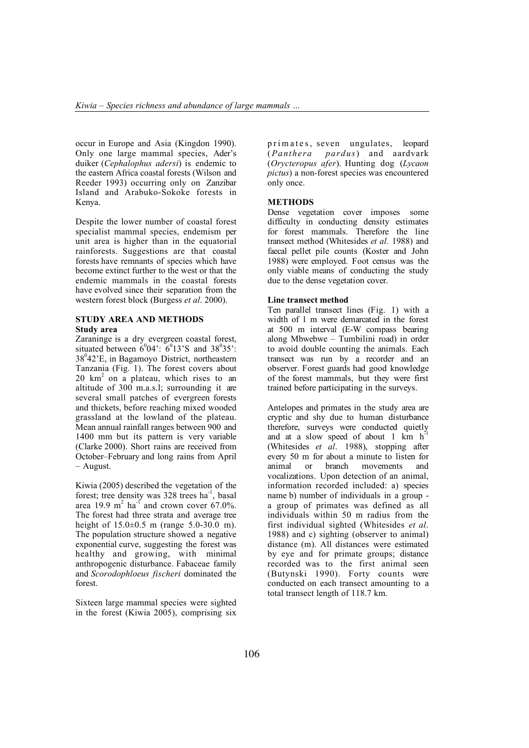occur in Europe and Asia (Kingdon 1990). Only one large mammal species, Ader's duiker (*Cephalophus adersi*) is endemic to the eastern Africa coastal forests (Wilson and Reeder 1993) occurring only on Zanzibar Island and Arabuko-Sokoke forests in Kenya.

Despite the lower number of coastal forest specialist mammal species, endemism per unit area is higher than in the equatorial rainforests. Suggestions are that coastal forests have remnants of species which have become extinct further to the west or that the endemic mammals in the coastal forests have evolved since their separation from the western forest block (Burgess *et al*. 2000).

## STUDY AREA AND METHODS

### Study area

Zaraninge is a dry evergreen coastal forest, situated between $6^0 04'$: $6^0 13'$S and $38^0 35'$: $38^0 42'$E, in Bagamoyo District, northeastern Tanzania (Fig. 1). The forest covers about 20 $km^2$ on a plateau, which rises to an altitude of 300 m.a.s.l; surrounding it are several small patches of evergreen forests and thickets, before reaching mixed wooded grassland at the lowland of the plateau. Mean annual rainfall ranges between 900 and 1400 mm but its pattern is very variable (Clarke 2000). Short rains are received from October–February and long rains from April – August.

Kiwia (2005) described the vegetation of the forest; tree density was 328 trees $ha^{-1}$, basal area 19.9 $m^2$ $ha^{-1}$ and crown cover 67.0%. The forest had three strata and average tree height of 15.0±0.5 m (range 5.0-30.0 m). The population structure showed a negative exponential curve, suggesting the forest was healthy and growing, with minimal anthropogenic disturbance. Fabaceae family and *Scorodophloeus fischeri* dominated the forest.

Sixteen large mammal species were sighted in the forest (Kiwia 2005), comprising six primates, seven ungulates, leopard (*Panthera pardus*) and aardvark (*Orycteropus afer*). Hunting dog (*Lycaon pictus*) a non-forest species was encountered only once.

### METHODS

Dense vegetation cover imposes some difficulty in conducting density estimates for forest mammals. Therefore the line transect method (Whitesides *et al.* 1988) and faecal pellet pile counts (Koster and John 1988) were employed. Foot census was the only viable means of conducting the study due to the dense vegetation cover.

### Line transect method

Ten parallel transect lines (Fig. 1) with a width of 1 m were demarcated in the forest at 500 m interval (E-W compass bearing along Mbwebwe – Tumbilini road) in order to avoid double counting the animals. Each transect was run by a recorder and an observer. Forest guards had good knowledge of the forest mammals, but they were first trained before participating in the surveys.

Antelopes and primates in the study area are cryptic and shy due to human disturbance therefore, surveys were conducted quietly and at a slow speed of about 1 km $h^{-1}$ (Whitesides *et al*. 1988), stopping after every 50 m for about a minute to listen for animal or branch movements and vocalizations. Upon detection of an animal, information recorded included: a) species name b) number of individuals in a group - a group of primates was defined as all individuals within 50 m radius from the first individual sighted (Whitesides *et al*. 1988) and c) sighting (observer to animal) distance (m). All distances were estimated by eye and for primate groups; distance recorded was to the first animal seen (Butynski 1990). Forty counts were conducted on each transect amounting to a total transect length of 118.7 km.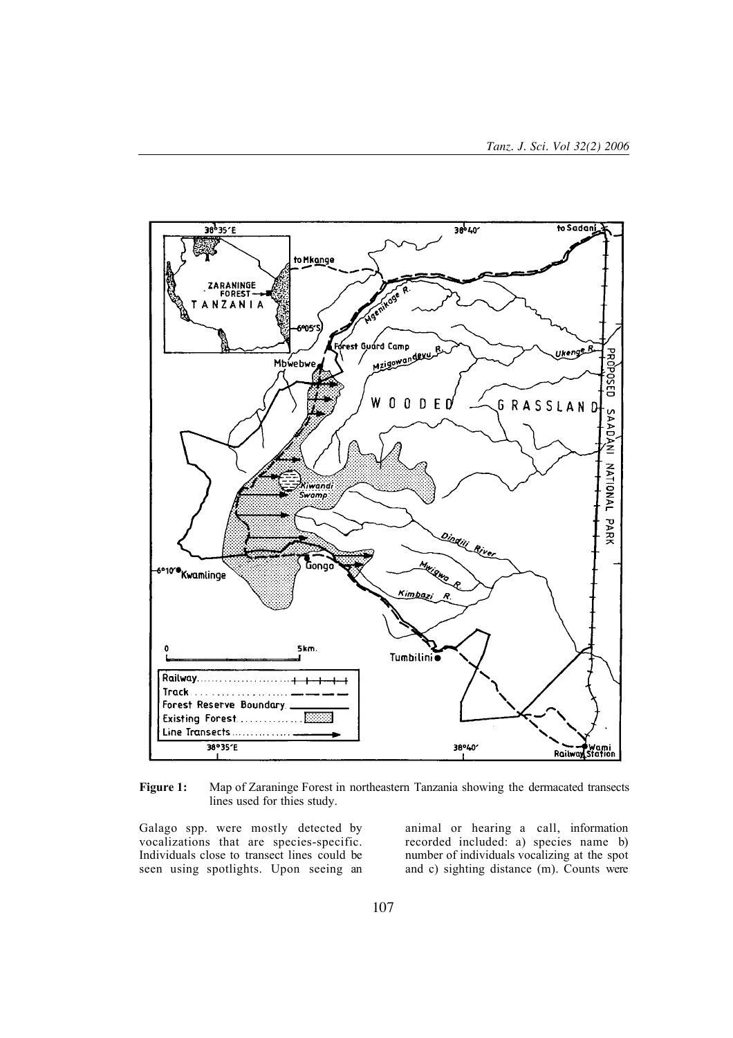**Figure 1:** Map of Zaraninge Forest in northeastern Tanzania showing the dermacated transects lines used for thies study.

Galago spp. were mostly detected by vocalizations that are species-specific. Individuals close to transect lines could be seen using spotlights. Upon seeing an animal or hearing a call, information recorded included: a) species name b) number of individuals vocalizing at the spot and c) sighting distance (m). Counts were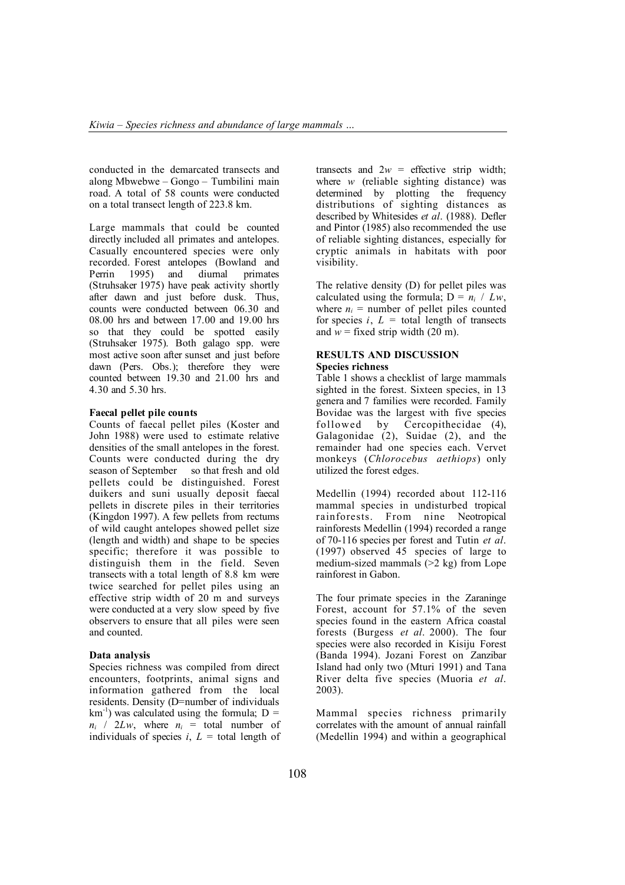conducted in the demarcated transects and along Mbwebwe – Gongo – Tumbilini main road. A total of 58 counts were conducted on a total transect length of 223.8 km.

Large mammals that could be counted directly included all primates and antelopes. Casually encountered species were only recorded. Forest antelopes (Bowland and Perrin 1995) and diurnal primates (Struhsaker 1975) have peak activity shortly after dawn and just before dusk. Thus, counts were conducted between 06.30 and 08.00 hrs and between 17.00 and 19.00 hrs so that they could be spotted easily (Struhsaker 1975). Both galago spp. were most active soon after sunset and just before dawn (Pers. Obs.); therefore they were counted between 19.30 and 21.00 hrs and 4.30 and 5.30 hrs.

**Faecal pellet pile counts**

Counts of faecal pellet piles (Koster and John 1988) were used to estimate relative densities of the small antelopes in the forest. Counts were conducted during the dry season of September so that fresh and old pellets could be distinguished. Forest duikers and suni usually deposit faecal pellets in discrete piles in their territories (Kingdon 1997). A few pellets from rectums of wild caught antelopes showed pellet size (length and width) and shape to be species specific; therefore it was possible to distinguish them in the field. Seven transects with a total length of 8.8 km were twice searched for pellet piles using an effective strip width of 20 m and surveys were conducted at a very slow speed by five observers to ensure that all piles were seen and counted.

**Data analysis**

Species richness was compiled from direct encounters, footprints, animal signs and information gathered from the local residents. Density (D=number of individuals $km^{-1}$) was calculated using the formula; $D = n_i / 2Lw$, where $n_i$ = total number of individuals of species $i$, $L$ = total length of transects and $2w$ = effective strip width; where $w$ (reliable sighting distance) was determined by plotting the frequency distributions of sighting distances as described by Whitesides *et al*. (1988). Defler and Pintor (1985) also recommended the use of reliable sighting distances, especially for cryptic animals in habitats with poor visibility.

The relative density (D) for pellet piles was calculated using the formula; $D = n_i / Lw$, where $n_i$ = number of pellet piles counted for species $i$, $L$ = total length of transects and $w$ = fixed strip width (20 m).

## RESULTS AND DISCUSSION

**Species richness**

Table 1 shows a checklist of large mammals sighted in the forest. Sixteen species, in 13 genera and 7 families were recorded. Family Bovidae was the largest with five species followed by Cercopithecidae (4), Galagonidae (2), Suidae (2), and the remainder had one species each. Vervet monkeys (*Chlorocebus aethiops*) only utilized the forest edges.

Medellin (1994) recorded about 112-116 mammal species in undisturbed tropical rainforests. From nine Neotropical rainforests Medellin (1994) recorded a range of 70-116 species per forest and Tutin *et al*. (1997) observed 45 species of large to medium-sized mammals (>2 kg) from Lope rainforest in Gabon.

The four primate species in the Zaraninge Forest, account for 57.1% of the seven species found in the eastern Africa coastal forests (Burgess *et al*. 2000). The four species were also recorded in Kisiju Forest (Banda 1994). Jozani Forest on Zanzibar Island had only two (Mturi 1991) and Tana River delta five species (Muoria *et al*. 2003).

Mammal species richness primarily correlates with the amount of annual rainfall (Medellin 1994) and within a geographical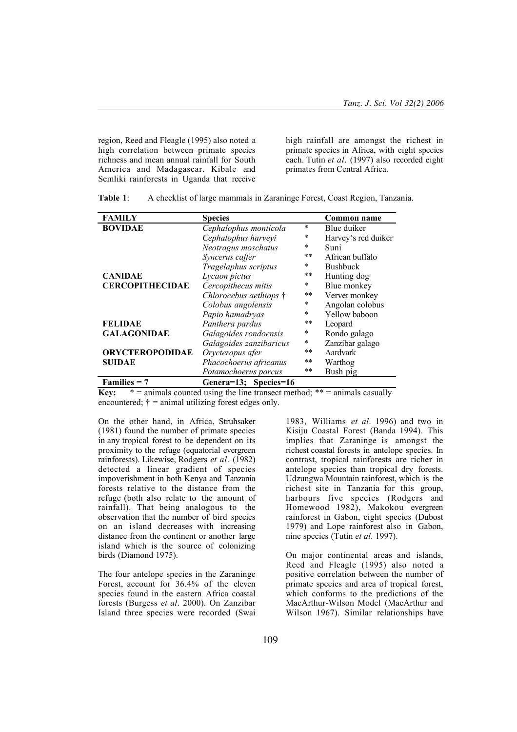region, Reed and Fleagle (1995) also noted a high correlation between primate species richness and mean annual rainfall for South America and Madagascar. Kibale and Semliki rainforests in Uganda that receive high rainfall are amongst the richest in primate species in Africa, with eight species each. Tutin *et al*. (1997) also recorded eight primates from Central Africa.

**Table 1**: A checklist of large mammals in Zaraninge Forest, Coast Region, Tanzania.

| FAMILY | Species | | Common name |
|---|---|---|---|
| **BOVIDAE** | *Cephalophus monticola* | * | Blue duiker |
| | *Cephalophus harveyi* | * | Harvey's red duiker |
| | *Neotragus moschatus* | * | Suni |
| | *Syncerus caffer* | ** | African buffalo |
| | *Tragelaphus scriptus* | * | Bushbuck |
| **CANIDAE** | *Lycaon pictus* | ** | Hunting dog |
| **CERCOPITHECIDAE** | *Cercopithecus mitis* | * | Blue monkey |
| | *Chlorocebus aethiops* † | ** | Vervet monkey |
| | *Colobus angolensis* | * | Angolan colobus |
| | *Papio hamadryas* | * | Yellow baboon |
| **FELIDAE** | *Panthera pardus* | ** | Leopard |
| **GALAGONIDAE** | *Galagoides rondoensis* | * | Rondo galago |
| | *Galagoides zanzibaricus* | * | Zanzibar galago |
| **ORYCTEROPODIDAE** | *Orycteropus afer* | ** | Aardvark |
| **SUIDAE** | *Phacochoerus africanus* | ** | Warthog |
| | *Potamochoerus porcus* | ** | Bush pig |
| **Families = 7** | **Genera=13; Species=16** | | |

**Key:** * = animals counted using the line transect method; ** = animals casually encountered; † = animal utilizing forest edges only.

On the other hand, in Africa, Struhsaker (1981) found the number of primate species in any tropical forest to be dependent on its proximity to the refuge (equatorial evergreen rainforests). Likewise, Rodgers *et al*. (1982) detected a linear gradient of species impoverishment in both Kenya and Tanzania forests relative to the distance from the refuge (both also relate to the amount of rainfall). That being analogous to the observation that the number of bird species on an island decreases with increasing distance from the continent or another large island which is the source of colonizing birds (Diamond 1975).

The four antelope species in the Zaraninge Forest, account for 36.4% of the eleven species found in the eastern Africa coastal forests (Burgess *et al*. 2000). On Zanzibar Island three species were recorded (Swai 1983, Williams *et al*. 1996) and two in Kisiju Coastal Forest (Banda 1994). This implies that Zaraninge is amongst the richest coastal forests in antelope species. In contrast, tropical rainforests are richer in antelope species than tropical dry forests. Udzungwa Mountain rainforest, which is the richest site in Tanzania for this group, harbours five species (Rodgers and Homewood 1982), Makokou evergreen rainforest in Gabon, eight species (Dubost 1979) and Lope rainforest also in Gabon, nine species (Tutin *et al*. 1997).

On major continental areas and islands, Reed and Fleagle (1995) also noted a positive correlation between the number of primate species and area of tropical forest, which conforms to the predictions of the MacArthur-Wilson Model (MacArthur and Wilson 1967). Similar relationships have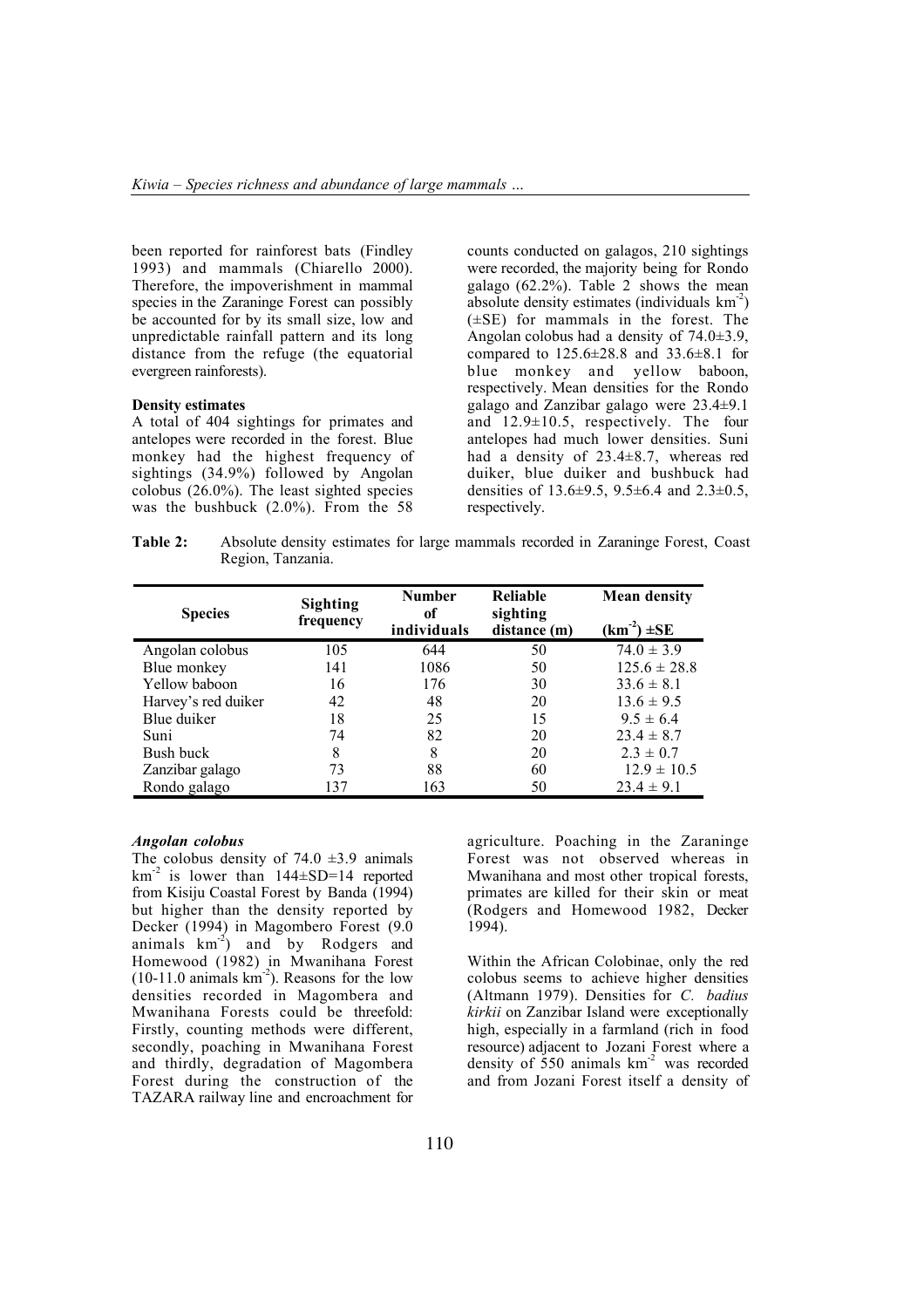been reported for rainforest bats (Findley 1993) and mammals (Chiarello 2000). Therefore, the impoverishment in mammal species in the Zaraninge Forest can possibly be accounted for by its small size, low and unpredictable rainfall pattern and its long distance from the refuge (the equatorial evergreen rainforests).

**Density estimates**

A total of 404 sightings for primates and antelopes were recorded in the forest. Blue monkey had the highest frequency of sightings (34.9%) followed by Angolan colobus (26.0%). The least sighted species was the bushbuck (2.0%). From the 58 counts conducted on galagos, 210 sightings were recorded, the majority being for Rondo galago (62.2%). Table 2 shows the mean absolute density estimates (individuals $km^{-2}$) (±SE) for mammals in the forest. The Angolan colobus had a density of 74.0±3.9, compared to 125.6±28.8 and 33.6±8.1 for blue monkey and yellow baboon, respectively. Mean densities for the Rondo galago and Zanzibar galago were 23.4±9.1 and 12.9±10.5, respectively. The four antelopes had much lower densities. Suni had a density of 23.4±8.7, whereas red duiker, blue duiker and bushbuck had densities of 13.6±9.5, 9.5±6.4 and 2.3±0.5, respectively.

**Table 2:** Absolute density estimates for large mammals recorded in Zaraninge Forest, Coast Region, Tanzania.

| Species | Sighting frequency | Number of individuals | Reliable sighting distance (m) | Mean density ($km^{-2}$) ±SE |
|---|---|---|---|---|
| Angolan colobus | 105 | 644 | 50 | 74.0 ± 3.9 |
| Blue monkey | 141 | 1086 | 50 | 125.6 ± 28.8 |
| Yellow baboon | 16 | 176 | 30 | 33.6 ± 8.1 |
| Harvey's red duiker | 42 | 48 | 20 | 13.6 ± 9.5 |
| Blue duiker | 18 | 25 | 15 | 9.5 ± 6.4 |
| Suni | 74 | 82 | 20 | 23.4 ± 8.7 |
| Bush buck | 8 | 8 | 20 | 2.3 ± 0.7 |
| Zanzibar galago | 73 | 88 | 60 | 12.9 ± 10.5 |
| Rondo galago | 137 | 163 | 50 | 23.4 ± 9.1 |

***Angolan colobus***

The colobus density of 74.0 ±3.9 animals $km^{-2}$ is lower than 144±SD=14 reported from Kisiju Coastal Forest by Banda (1994) but higher than the density reported by Decker (1994) in Magombero Forest (9.0 animals $km^{-2}$) and by Rodgers and Homewood (1982) in Mwanihana Forest (10-11.0 animals $km^{-2}$). Reasons for the low densities recorded in Magombera and Mwanihana Forests could be threefold: Firstly, counting methods were different, secondly, poaching in Mwanihana Forest and thirdly, degradation of Magombera Forest during the construction of the TAZARA railway line and encroachment for agriculture. Poaching in the Zaraninge Forest was not observed whereas in Mwanihana and most other tropical forests, primates are killed for their skin or meat (Rodgers and Homewood 1982, Decker 1994).

Within the African Colobinae, only the red colobus seems to achieve higher densities (Altmann 1979). Densities for *C. badius kirkii* on Zanzibar Island were exceptionally high, especially in a farmland (rich in food resource) adjacent to Jozani Forest where a density of 550 animals $km^{-2}$ was recorded and from Jozani Forest itself a density of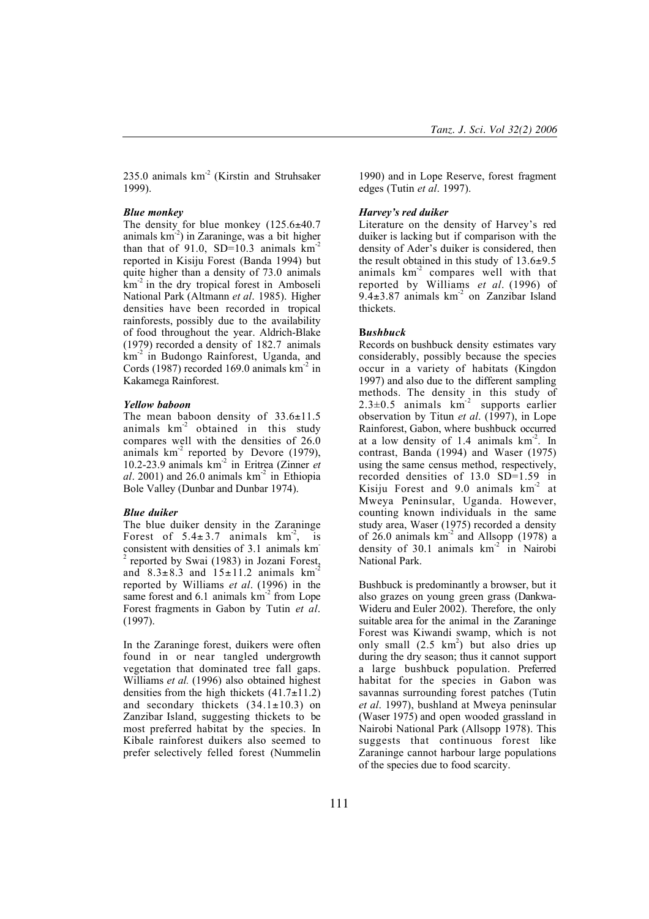235.0 animals km$^{-2}$ (Kirstin and Struhsaker 1999).

### *Blue monkey*

The density for blue monkey (125.6±40.7 animals km$^{-2}$) in Zaraninge, was a bit higher than that of 91.0, SD=10.3 animals km$^{-2}$ reported in Kisiju Forest (Banda 1994) but quite higher than a density of 73.0 animals km$^{-2}$ in the dry tropical forest in Amboseli National Park (Altmann *et al*. 1985). Higher densities have been recorded in tropical rainforests, possibly due to the availability of food throughout the year. Aldrich-Blake (1979) recorded a density of 182.7 animals km$^{-2}$ in Budongo Rainforest, Uganda, and Cords (1987) recorded 169.0 animals km$^{-2}$ in Kakamega Rainforest.

### *Yellow baboon*

The mean baboon density of 33.6±11.5 animals km$^{-2}$ obtained in this study compares well with the densities of 26.0 animals km$^{-2}$ reported by Devore (1979), 10.2-23.9 animals km$^{-2}$ in Eritrea (Zinner *et al*. 2001) and 26.0 animals km$^{-2}$ in Ethiopia Bole Valley (Dunbar and Dunbar 1974).

### *Blue duiker*

The blue duiker density in the Zaraninge Forest of 5.4±3.7 animals km$^{-2}$, is consistent with densities of 3.1 animals km$^{-2}$ reported by Swai (1983) in Jozani Forest, and 8.3±8.3 and 15±11.2 animals km$^{-2}$ reported by Williams *et al*. (1996) in the same forest and 6.1 animals km$^{-2}$ from Lope Forest fragments in Gabon by Tutin *et al*. (1997).

In the Zaraninge forest, duikers were often found in or near tangled undergrowth vegetation that dominated tree fall gaps. Williams *et al.* (1996) also obtained highest densities from the high thickets (41.7±11.2) and secondary thickets (34.1±10.3) on Zanzibar Island, suggesting thickets to be most preferred habitat by the species. In Kibale rainforest duikers also seemed to prefer selectively felled forest (Nummelin 1990) and in Lope Reserve, forest fragment edges (Tutin *et al*. 1997).

### *Harvey's red duiker*

Literature on the density of Harvey's red duiker is lacking but if comparison with the density of Ader's duiker is considered, then the result obtained in this study of 13.6±9.5 animals km$^{-2}$ compares well with that reported by Williams *et al*. (1996) of 9.4±3.87 animals km$^{-2}$ on Zanzibar Island thickets.

### **B*ushbuck***

Records on bushbuck density estimates vary considerably, possibly because the species occur in a variety of habitats (Kingdon 1997) and also due to the different sampling methods. The density in this study of 2.3±0.5 animals km$^{-2}$ supports earlier observation by Titun *et al*. (1997), in Lope Rainforest, Gabon, where bushbuck occurred at a low density of 1.4 animals km$^{-2}$. In contrast, Banda (1994) and Waser (1975) using the same census method, respectively, recorded densities of 13.0 SD=1.59 in Kisiju Forest and 9.0 animals km$^{-2}$ at Mweya Peninsular, Uganda. However, counting known individuals in the same study area, Waser (1975) recorded a density of 26.0 animals km$^{-2}$ and Allsopp (1978) a density of 30.1 animals km$^{-2}$ in Nairobi National Park.

Bushbuck is predominantly a browser, but it also grazes on young green grass (Dankwa-Wideru and Euler 2002). Therefore, the only suitable area for the animal in the Zaraninge Forest was Kiwandi swamp, which is not only small (2.5 km$^2$) but also dries up during the dry season; thus it cannot support a large bushbuck population. Preferred habitat for the species in Gabon was savannas surrounding forest patches (Tutin *et al*. 1997), bushland at Mweya peninsular (Waser 1975) and open wooded grassland in Nairobi National Park (Allsopp 1978). This suggests that continuous forest like Zaraninge cannot harbour large populations of the species due to food scarcity.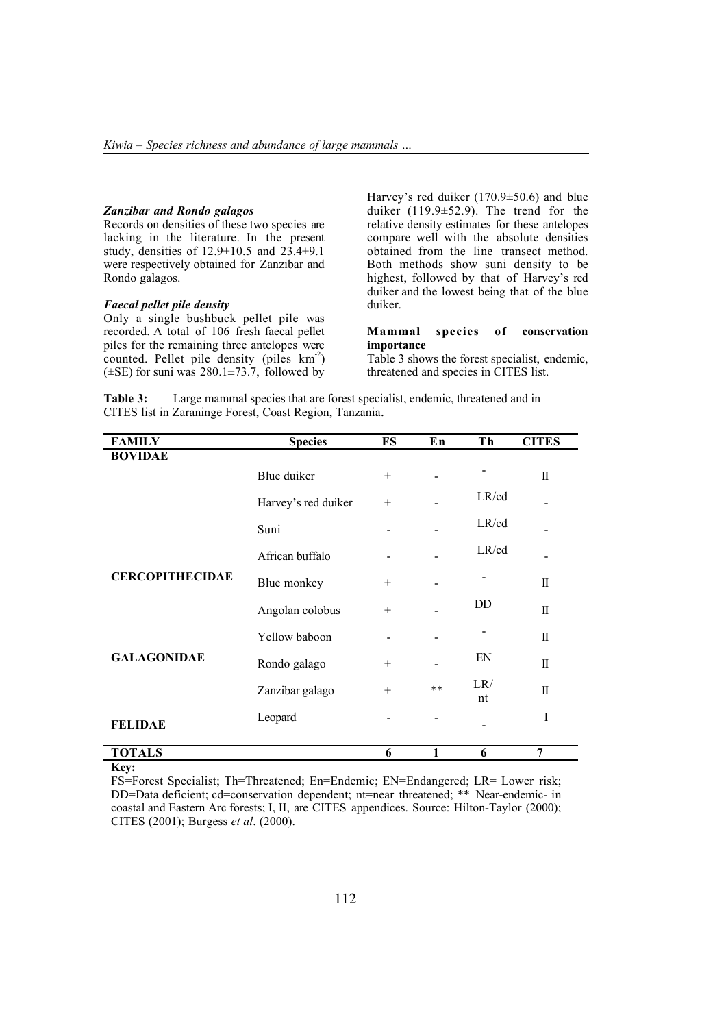### *Zanzibar and Rondo galagos*

Records on densities of these two species are lacking in the literature. In the present study, densities of 12.9±10.5 and 23.4±9.1 were respectively obtained for Zanzibar and Rondo galagos.

### *Faecal pellet pile density*

Only a single bushbuck pellet pile was recorded. A total of 106 fresh faecal pellet piles for the remaining three antelopes were counted. Pellet pile density (piles $km^{-2}$) (±SE) for suni was 280.1±73.7, followed by Harvey's red duiker (170.9±50.6) and blue duiker (119.9±52.9). The trend for the relative density estimates for these antelopes compare well with the absolute densities obtained from the line transect method. Both methods show suni density to be highest, followed by that of Harvey's red duiker and the lowest being that of the blue duiker.

### **Mammal species of conservation importance**

Table 3 shows the forest specialist, endemic, threatened and species in CITES list.

**Table 3:** Large mammal species that are forest specialist, endemic, threatened and in CITES list in Zaraninge Forest, Coast Region, Tanzania.

| FAMILY | Species | FS | En | Th | CITES |
|---|---|---|---|---|---|
| **BOVIDAE** | | | | | |
| | Blue duiker | + | - | - | II |
| | Harvey's red duiker | + | - | LR/cd | - |
| | Suni | - | - | LR/cd | - |
| | African buffalo | - | - | LR/cd | - |
| **CERCOPITHECIDAE** | Blue monkey | + | - | - | II |
| | Angolan colobus | + | - | DD | II |
| | Yellow baboon | - | - | - | II |
| **GALAGONIDAE** | Rondo galago | + | - | EN | II |
| | Zanzibar galago | + | ** | LR/nt | II |
| **FELIDAE** | Leopard | - | - | - | I |
| **TOTALS** | | 6 | 1 | 6 | 7 |

**Key:**

FS=Forest Specialist; Th=Threatened; En=Endemic; EN=Endangered; LR= Lower risk; DD=Data deficient; cd=conservation dependent; nt=near threatened; ** Near-endemic- in coastal and Eastern Arc forests; I, II, are CITES appendices. Source: Hilton-Taylor (2000); CITES (2001); Burgess *et al*. (2000).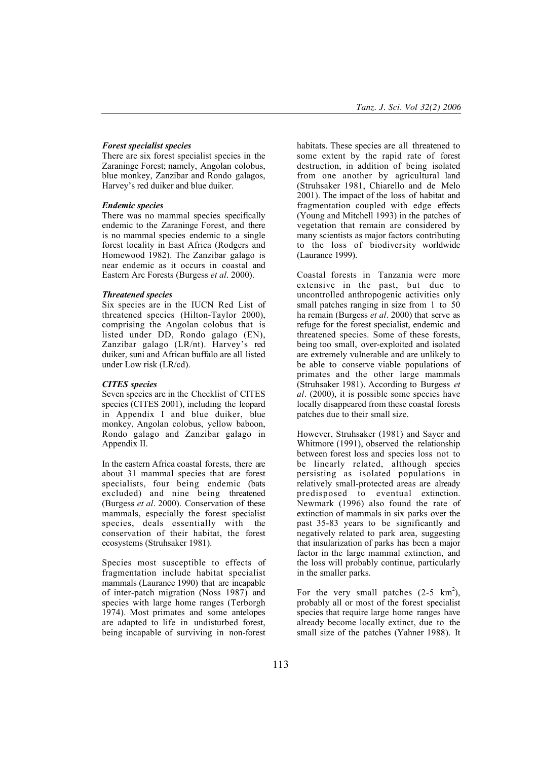### *Forest specialist species*

There are six forest specialist species in the Zaraninge Forest; namely, Angolan colobus, blue monkey, Zanzibar and Rondo galagos, Harvey's red duiker and blue duiker.

### *Endemic species*

There was no mammal species specifically endemic to the Zaraninge Forest, and there is no mammal species endemic to a single forest locality in East Africa (Rodgers and Homewood 1982). The Zanzibar galago is near endemic as it occurs in coastal and Eastern Arc Forests (Burgess *et al*. 2000).

### *Threatened species*

Six species are in the IUCN Red List of threatened species (Hilton-Taylor 2000), comprising the Angolan colobus that is listed under DD, Rondo galago (EN), Zanzibar galago (LR/nt). Harvey's red duiker, suni and African buffalo are all listed under Low risk (LR/cd).

### *CITES species*

Seven species are in the Checklist of CITES species (CITES 2001), including the leopard in Appendix I and blue duiker, blue monkey, Angolan colobus, yellow baboon, Rondo galago and Zanzibar galago in Appendix II.

In the eastern Africa coastal forests, there are about 31 mammal species that are forest specialists, four being endemic (bats excluded) and nine being threatened (Burgess *et al*. 2000). Conservation of these mammals, especially the forest specialist species, deals essentially with the conservation of their habitat, the forest ecosystems (Struhsaker 1981).

Species most susceptible to effects of fragmentation include habitat specialist mammals (Laurance 1990) that are incapable of inter-patch migration (Noss 1987) and species with large home ranges (Terborgh 1974). Most primates and some antelopes are adapted to life in undisturbed forest, being incapable of surviving in non-forest habitats. These species are all threatened to some extent by the rapid rate of forest destruction, in addition of being isolated from one another by agricultural land (Struhsaker 1981, Chiarello and de Melo 2001). The impact of the loss of habitat and fragmentation coupled with edge effects (Young and Mitchell 1993) in the patches of vegetation that remain are considered by many scientists as major factors contributing to the loss of biodiversity worldwide (Laurance 1999).

Coastal forests in Tanzania were more extensive in the past, but due to uncontrolled anthropogenic activities only small patches ranging in size from 1 to 50 ha remain (Burgess *et al*. 2000) that serve as refuge for the forest specialist, endemic and threatened species. Some of these forests, being too small, over-exploited and isolated are extremely vulnerable and are unlikely to be able to conserve viable populations of primates and the other large mammals (Struhsaker 1981). According to Burgess *et al*. (2000), it is possible some species have locally disappeared from these coastal forests patches due to their small size.

However, Struhsaker (1981) and Sayer and Whitmore (1991), observed the relationship between forest loss and species loss not to be linearly related, although species persisting as isolated populations in relatively small-protected areas are already predisposed to eventual extinction. Newmark (1996) also found the rate of extinction of mammals in six parks over the past 35-83 years to be significantly and negatively related to park area, suggesting that insularization of parks has been a major factor in the large mammal extinction, and the loss will probably continue, particularly in the smaller parks.

For the very small patches (2-5 $km^2$), probably all or most of the forest specialist species that require large home ranges have already become locally extinct, due to the small size of the patches (Yahner 1988). It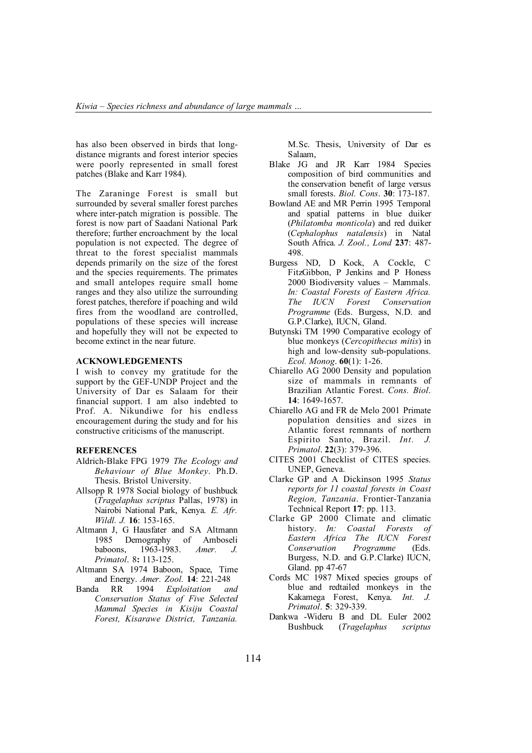has also been observed in birds that long-distance migrants and forest interior species were poorly represented in small forest patches (Blake and Karr 1984).

The Zaraninge Forest is small but surrounded by several smaller forest parches where inter-patch migration is possible. The forest is now part of Saadani National Park therefore; further encroachment by the local population is not expected. The degree of threat to the forest specialist mammals depends primarily on the size of the forest and the species requirements. The primates and small antelopes require small home ranges and they also utilize the surrounding forest patches, therefore if poaching and wild fires from the woodland are controlled, populations of these species will increase and hopefully they will not be expected to become extinct in the near future.

## ACKNOWLEDGEMENTS

I wish to convey my gratitude for the support by the GEF-UNDP Project and the University of Dar es Salaam for their financial support. I am also indebted to Prof. A. Nikundiwe for his endless encouragement during the study and for his constructive criticisms of the manuscript.

## REFERENCES

Aldrich-Blake FPG 1979 *The Ecology and Behaviour of Blue Monkey*. Ph.D. Thesis. Bristol University.

Allsopp R 1978 Social biology of bushbuck (*Tragelaphus scriptus* Pallas, 1978) in Nairobi National Park, Kenya. *E. Afr. Wildl. J.* **16**: 153-165.

Altmann J, G Hausfater and SA Altmann 1985 Demography of Amboseli baboons, 1963-1983. *Amer. J. Primatol*. 8**:** 113-125.

Altmann SA 1974 Baboon, Space, Time and Energy. *Amer. Zool.* **14**: 221-248

Banda RR 1994 *Exploitation and Conservation Status of Five Selected Mammal Species in Kisiju Coastal Forest, Kisarawe District, Tanzania.* M.Sc. Thesis, University of Dar es Salaam,

Blake JG and JR Karr 1984 Species composition of bird communities and the conservation benefit of large versus small forests. *Biol. Cons*. **30**: 173-187.

Bowland AE and MR Perrin 1995 Temporal and spatial patterns in blue duiker (*Philatomba monticola*) and red duiker (*Cephalophus natalensis*) in Natal South Africa. *J. Zool., Lond* **237**: 487-498.

Burgess ND, D Kock, A Cockle, C FitzGibbon, P Jenkins and P Honess 2000 Biodiversity values – Mammals. *In: Coastal Forests of Eastern Africa. The IUCN Forest Conservation Programme* (Eds. Burgess, N.D. and G.P.Clarke), IUCN, Gland.

Butynski TM 1990 Comparative ecology of blue monkeys (*Cercopithecus mitis*) in high and low-density sub-populations. *Ecol. Monog*. **60**(1): 1-26.

Chiarello AG 2000 Density and population size of mammals in remnants of Brazilian Atlantic Forest. *Cons. Biol*. **14**: 1649-1657.

Chiarello AG and FR de Melo 2001 Primate population densities and sizes in Atlantic forest remnants of northern Espirito Santo, Brazil. *Int. J. Primatol*. **22**(3): 379-396.

CITES 2001 Checklist of CITES species. UNEP, Geneva.

Clarke GP and A Dickinson 1995 *Status reports for 11 coastal forests in Coast Region, Tanzania*. Frontier-Tanzania Technical Report **17**: pp. 113.

Clarke GP 2000 Climate and climatic history. *In: Coastal Forests of Eastern Africa The IUCN Forest Conservation Programme* (Eds. Burgess, N.D. and G.P.Clarke) IUCN, Gland. pp 47-67

Cords MC 1987 Mixed species groups of blue and redtailed monkeys in the Kakamega Forest, Kenya. *Int. J. Primatol*. **5**: 329-339.

Dankwa -Wideru B and DL Euler 2002 Bushbuck (*Tragelaphus scriptus*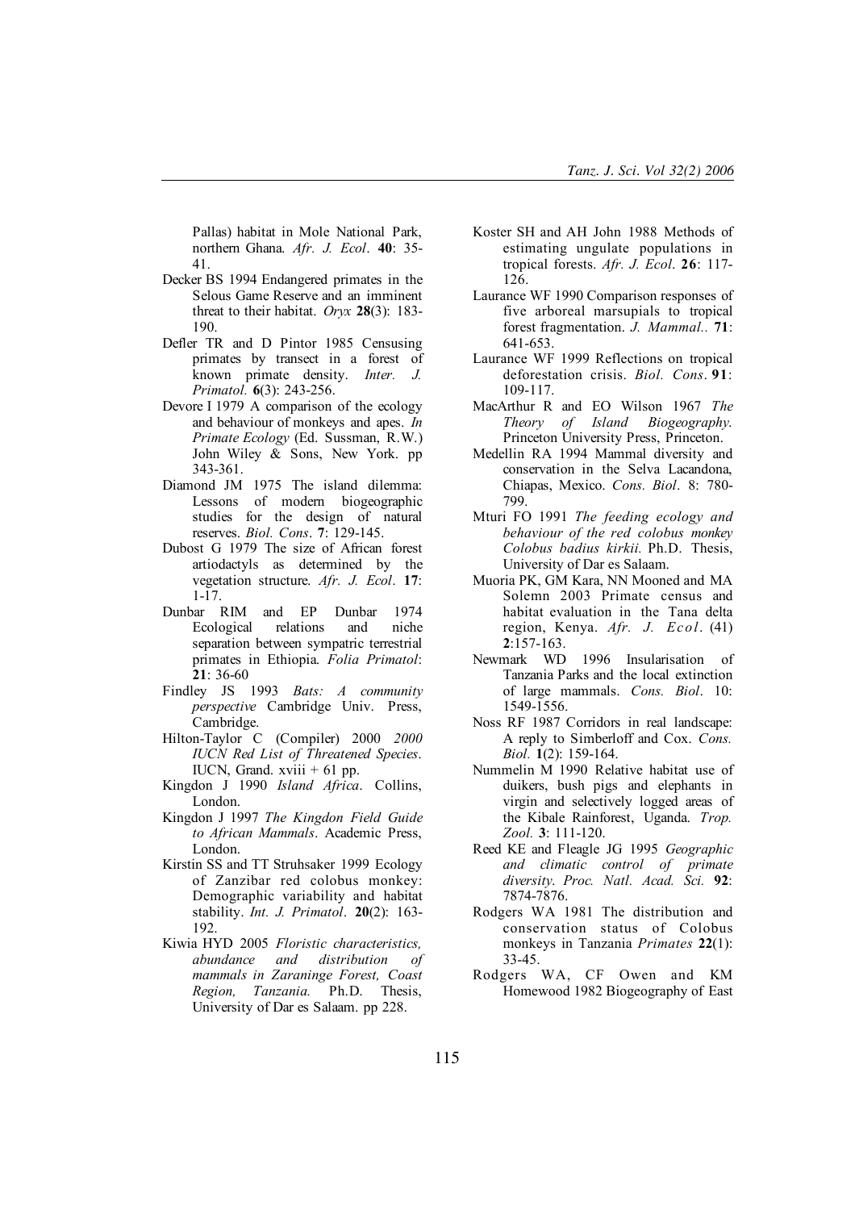Pallas) habitat in Mole National Park, northern Ghana. *Afr. J. Ecol*. **40**: 35-41.

Decker BS 1994 Endangered primates in the Selous Game Reserve and an imminent threat to their habitat. *Oryx* **28**(3): 183-190.

Defler TR and D Pintor 1985 Censusing primates by transect in a forest of known primate density. *Inter. J. Primatol.* **6**(3): 243-256.

Devore I 1979 A comparison of the ecology and behaviour of monkeys and apes. *In Primate Ecology* (Ed. Sussman, R.W.) John Wiley & Sons, New York. pp 343-361.

Diamond JM 1975 The island dilemma: Lessons of modern biogeographic studies for the design of natural reserves. *Biol. Cons*. **7**: 129-145.

Dubost G 1979 The size of African forest artiodactyls as determined by the vegetation structure. *Afr. J. Ecol*. **17**: 1-17.

Dunbar RIM and EP Dunbar 1974 Ecological relations and niche separation between sympatric terrestrial primates in Ethiopia. *Folia Primatol*: **21**: 36-60

Findley JS 1993 *Bats: A community perspective* Cambridge Univ. Press, Cambridge.

Hilton-Taylor C (Compiler) 2000 *2000 IUCN Red List of Threatened Species*. IUCN, Grand. xviii + 61 pp.

Kingdon J 1990 *Island Africa*. Collins, London.

Kingdon J 1997 *The Kingdon Field Guide to African Mammals*. Academic Press, London.

Kirstin SS and TT Struhsaker 1999 Ecology of Zanzibar red colobus monkey: Demographic variability and habitat stability. *Int. J. Primatol*. **20**(2): 163-192.

Kiwia HYD 2005 *Floristic characteristics, abundance and distribution of mammals in Zaraninge Forest, Coast Region, Tanzania.* Ph.D. Thesis, University of Dar es Salaam. pp 228.

Koster SH and AH John 1988 Methods of estimating ungulate populations in tropical forests. *Afr. J. Ecol*. **26**: 117-126.

Laurance WF 1990 Comparison responses of five arboreal marsupials to tropical forest fragmentation. *J. Mammal.*. **71**: 641-653.

Laurance WF 1999 Reflections on tropical deforestation crisis. *Biol. Cons*. **91**: 109-117.

MacArthur R and EO Wilson 1967 *The Theory of Island Biogeography.* Princeton University Press, Princeton.

Medellin RA 1994 Mammal diversity and conservation in the Selva Lacandona, Chiapas, Mexico. *Cons. Biol*. 8: 780-799.

Mturi FO 1991 *The feeding ecology and behaviour of the red colobus monkey Colobus badius kirkii.* Ph.D. Thesis, University of Dar es Salaam.

Muoria PK, GM Kara, NN Mooned and MA Solemn 2003 Primate census and habitat evaluation in the Tana delta region, Kenya. *Afr. J. Ecol*. (41) **2**:157-163.

Newmark WD 1996 Insularisation of Tanzania Parks and the local extinction of large mammals. *Cons. Biol*. 10: 1549-1556.

Noss RF 1987 Corridors in real landscape: A reply to Simberloff and Cox. *Cons. Biol.* **1**(2): 159-164.

Nummelin M 1990 Relative habitat use of duikers, bush pigs and elephants in virgin and selectively logged areas of the Kibale Rainforest, Uganda. *Trop. Zool.* **3**: 111-120.

Reed KE and Fleagle JG 1995 *Geographic and climatic control of primate diversity*. *Proc. Natl. Acad. Sci.* **92**: 7874-7876.

Rodgers WA 1981 The distribution and conservation status of Colobus monkeys in Tanzania *Primates* **22**(1): 33-45.

Rodgers WA, CF Owen and KM Homewood 1982 Biogeography of East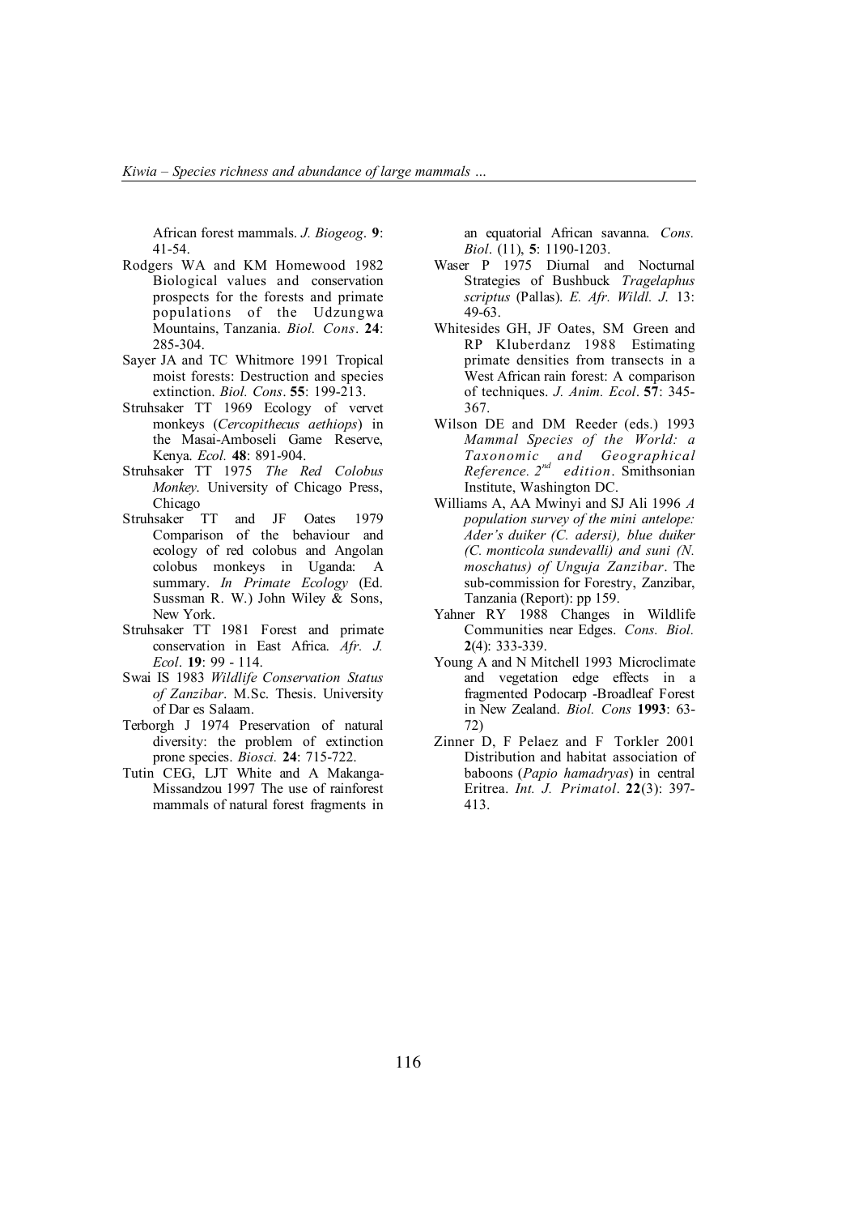African forest mammals. *J. Biogeog*. **9**: 41-54.

Rodgers WA and KM Homewood 1982 Biological values and conservation prospects for the forests and primate populations of the Udzungwa Mountains, Tanzania. *Biol. Cons*. **24**: 285-304.

Sayer JA and TC Whitmore 1991 Tropical moist forests: Destruction and species extinction. *Biol. Cons*. **55**: 199-213.

Struhsaker TT 1969 Ecology of vervet monkeys (*Cercopithecus aethiops*) in the Masai-Amboseli Game Reserve, Kenya. *Ecol.* **48**: 891-904.

Struhsaker TT 1975 *The Red Colobus Monkey*. University of Chicago Press, Chicago

Struhsaker TT and JF Oates 1979 Comparison of the behaviour and ecology of red colobus and Angolan colobus monkeys in Uganda: A summary. *In Primate Ecology* (Ed. Sussman R. W.) John Wiley & Sons, New York.

Struhsaker TT 1981 Forest and primate conservation in East Africa. *Afr. J. Ecol*. **19**: 99 - 114.

Swai IS 1983 *Wildlife Conservation Status of Zanzibar*. M.Sc. Thesis. University of Dar es Salaam.

Terborgh J 1974 Preservation of natural diversity: the problem of extinction prone species. *Biosci.* **24**: 715-722.

Tutin CEG, LJT White and A Makanga-Missandzou 1997 The use of rainforest mammals of natural forest fragments in an equatorial African savanna. *Cons. Biol*. (11), **5**: 1190-1203.

Waser P 1975 Diurnal and Nocturnal Strategies of Bushbuck *Tragelaphus scriptus* (Pallas). *E. Afr. Wildl. J.* 13: 49-63.

Whitesides GH, JF Oates, SM Green and RP Kluberdanz 1988 Estimating primate densities from transects in a West African rain forest: A comparison of techniques. *J. Anim. Ecol*. **57**: 345-367.

Wilson DE and DM Reeder (eds.) 1993 *Mammal Species of the World: a Taxonomic and Geographical Reference. 2nd edition*. Smithsonian Institute, Washington DC.

Williams A, AA Mwinyi and SJ Ali 1996 *A population survey of the mini antelope: Ader's duiker (C. adersi), blue duiker (C. monticola sundevalli) and suni (N. moschatus) of Unguja Zanzibar*. The sub-commission for Forestry, Zanzibar, Tanzania (Report): pp 159.

Yahner RY 1988 Changes in Wildlife Communities near Edges. *Cons. Biol.* **2**(4): 333-339.

Young A and N Mitchell 1993 Microclimate and vegetation edge effects in a fragmented Podocarp -Broadleaf Forest in New Zealand. *Biol. Cons* **1993**: 63-72)

Zinner D, F Pelaez and F Torkler 2001 Distribution and habitat association of baboons (*Papio hamadryas*) in central Eritrea. *Int. J. Primatol*. **22**(3): 397-413.